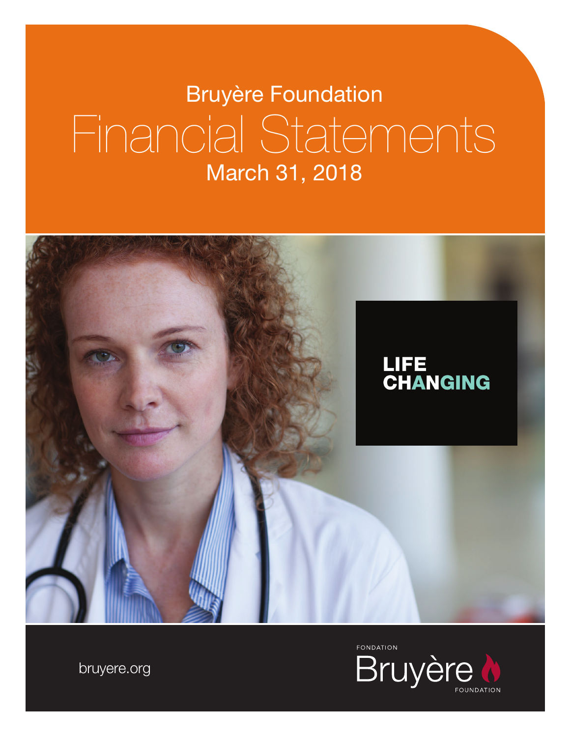Bruyère Foundation

# Financial Statements

March 31, 2018

LIFE CHANGING

bruyere.org

FONDATION Bruyère FOUNDATION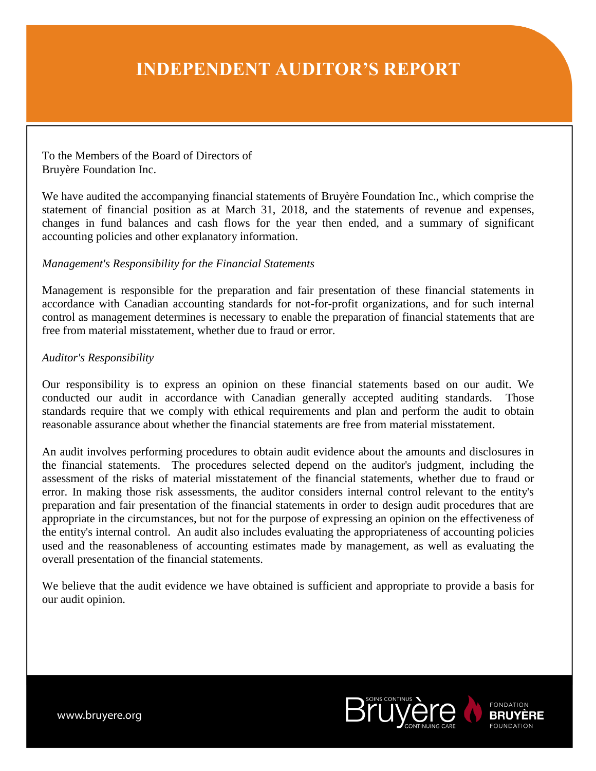# INDEPENDENT AUDITOR'S REPORT

To the Members of the Board of Directors of
Bruyère Foundation Inc.

We have audited the accompanying financial statements of Bruyère Foundation Inc., which comprise the statement of financial position as at March 31, 2018, and the statements of revenue and expenses, changes in fund balances and cash flows for the year then ended, and a summary of significant accounting policies and other explanatory information.

*Management's Responsibility for the Financial Statements*

Management is responsible for the preparation and fair presentation of these financial statements in accordance with Canadian accounting standards for not-for-profit organizations, and for such internal control as management determines is necessary to enable the preparation of financial statements that are free from material misstatement, whether due to fraud or error.

*Auditor's Responsibility*

Our responsibility is to express an opinion on these financial statements based on our audit. We conducted our audit in accordance with Canadian generally accepted auditing standards. Those standards require that we comply with ethical requirements and plan and perform the audit to obtain reasonable assurance about whether the financial statements are free from material misstatement.

An audit involves performing procedures to obtain audit evidence about the amounts and disclosures in the financial statements. The procedures selected depend on the auditor's judgment, including the assessment of the risks of material misstatement of the financial statements, whether due to fraud or error. In making those risk assessments, the auditor considers internal control relevant to the entity's preparation and fair presentation of the financial statements in order to design audit procedures that are appropriate in the circumstances, but not for the purpose of expressing an opinion on the effectiveness of the entity's internal control. An audit also includes evaluating the appropriateness of accounting policies used and the reasonableness of accounting estimates made by management, as well as evaluating the overall presentation of the financial statements.

We believe that the audit evidence we have obtained is sufficient and appropriate to provide a basis for our audit opinion.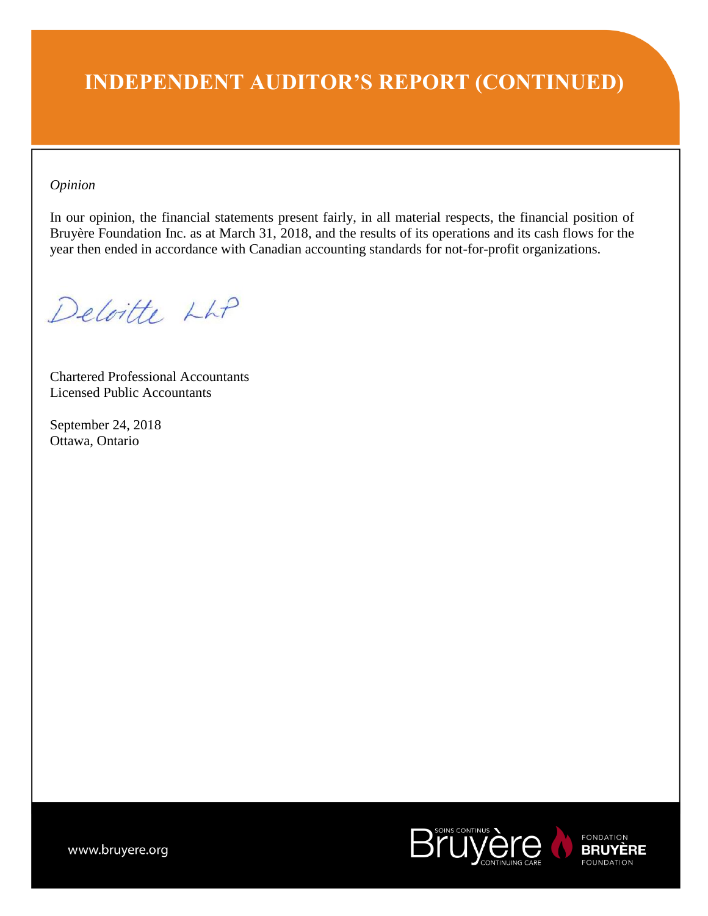# INDEPENDENT AUDITOR'S REPORT (CONTINUED)

*Opinion*

In our opinion, the financial statements present fairly, in all material respects, the financial position of Bruyère Foundation Inc. as at March 31, 2018, and the results of its operations and its cash flows for the year then ended in accordance with Canadian accounting standards for not-for-profit organizations.

Deloitte LLP

Chartered Professional Accountants
Licensed Public Accountants

September 24, 2018
Ottawa, Ontario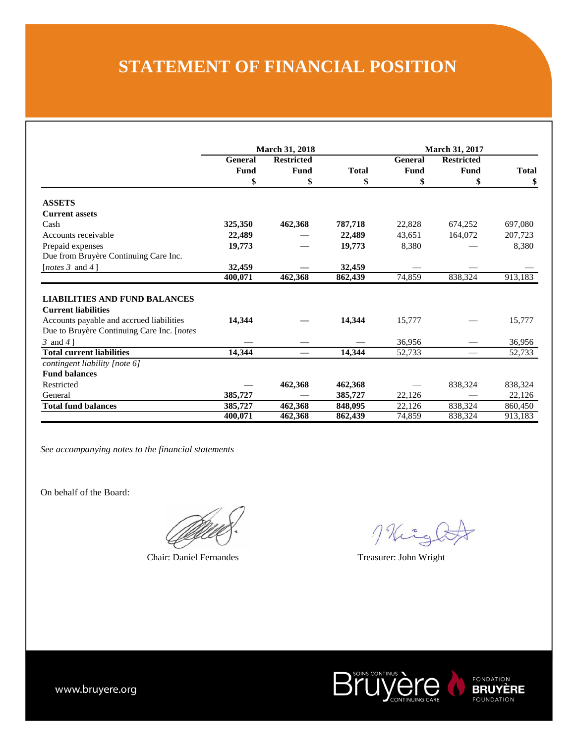# STATEMENT OF FINANCIAL POSITION

| | March 31, 2018 | | | March 31, 2017 | | |
|---|---|---|---|---|---|---|
| | General Fund<br>$ | Restricted Fund<br>$ | Total<br>$ | General Fund<br>$ | Restricted Fund<br>$ | Total<br>$ |
| **ASSETS** | | | | | | |
| **Current assets** | | | | | | |
| Cash | **325,350** | **462,368** | **787,718** | 22,828 | 674,252 | 697,080 |
| Accounts receivable | **22,489** | **—** | **22,489** | 43,651 | 164,072 | 207,723 |
| Prepaid expenses | **19,773** | **—** | **19,773** | 8,380 | — | 8,380 |
| Due from Bruyère Continuing Care Inc. [*notes 3* and *4*] | **32,459** | **—** | **32,459** | — | — | — |
| | **400,071** | **462,368** | **862,439** | 74,859 | 838,324 | 913,183 |
| **LIABILITIES AND FUND BALANCES** | | | | | | |
| **Current liabilities** | | | | | | |
| Accounts payable and accrued liabilities | **14,344** | **—** | **14,344** | 15,777 | — | 15,777 |
| Due to Bruyère Continuing Care Inc. [*notes 3* and *4*] | **—** | **—** | **—** | 36,956 | — | 36,956 |
| **Total current liabilities** | **14,344** | **—** | **14,344** | 52,733 | — | 52,733 |
| *contingent liability [note 6]* | | | | | | |
| **Fund balances** | | | | | | |
| Restricted | **—** | **462,368** | **462,368** | — | 838,324 | 838,324 |
| General | **385,727** | **—** | **385,727** | 22,126 | — | 22,126 |
| **Total fund balances** | **385,727** | **462,368** | **848,095** | 22,126 | 838,324 | 860,450 |
| | **400,071** | **462,368** | **862,439** | 74,859 | 838,324 | 913,183 |

*See accompanying notes to the financial statements*

On behalf of the Board:

Chair: Daniel Fernandes

Treasurer: John Wright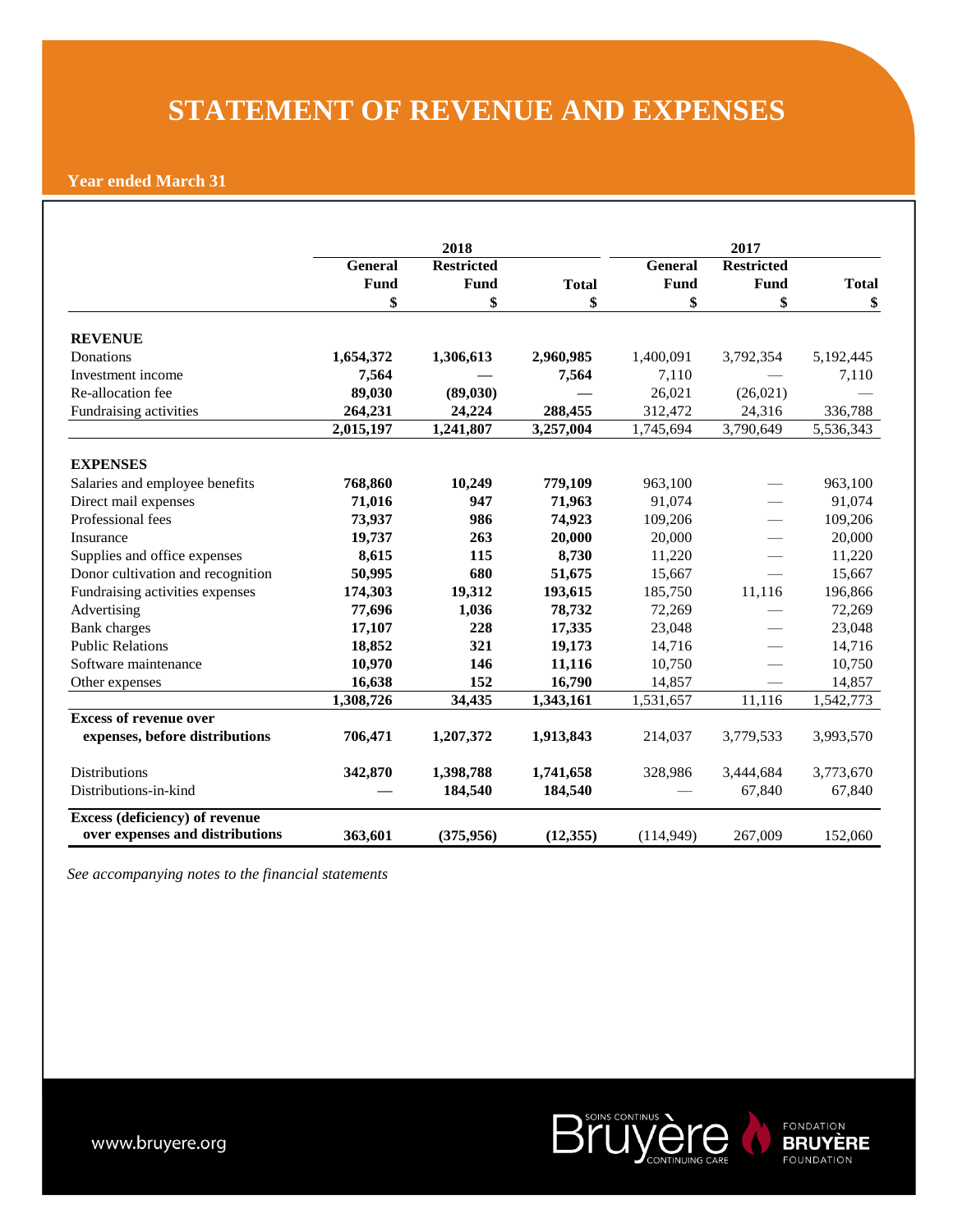# STATEMENT OF REVENUE AND EXPENSES

**Year ended March 31**

| | 2018 | | | 2017 | | |
|---|---|---|---|---|---|---|
| | **General Fund** | **Restricted Fund** | **Total** | **General Fund** | **Restricted Fund** | **Total** |
| | **$** | **$** | **$** | **$** | **$** | **$** |
| **REVENUE** | | | | | | |
| Donations | **1,654,372** | **1,306,613** | **2,960,985** | 1,400,091 | 3,792,354 | 5,192,445 |
| Investment income | **7,564** | **—** | **7,564** | 7,110 | — | 7,110 |
| Re-allocation fee | **89,030** | **(89,030)** | **—** | 26,021 | (26,021) | — |
| Fundraising activities | **264,231** | **24,224** | **288,455** | 312,472 | 24,316 | 336,788 |
| | **2,015,197** | **1,241,807** | **3,257,004** | 1,745,694 | 3,790,649 | 5,536,343 |
| **EXPENSES** | | | | | | |
| Salaries and employee benefits | **768,860** | **10,249** | **779,109** | 963,100 | — | 963,100 |
| Direct mail expenses | **71,016** | **947** | **71,963** | 91,074 | — | 91,074 |
| Professional fees | **73,937** | **986** | **74,923** | 109,206 | — | 109,206 |
| Insurance | **19,737** | **263** | **20,000** | 20,000 | — | 20,000 |
| Supplies and office expenses | **8,615** | **115** | **8,730** | 11,220 | — | 11,220 |
| Donor cultivation and recognition | **50,995** | **680** | **51,675** | 15,667 | — | 15,667 |
| Fundraising activities expenses | **174,303** | **19,312** | **193,615** | 185,750 | 11,116 | 196,866 |
| Advertising | **77,696** | **1,036** | **78,732** | 72,269 | — | 72,269 |
| Bank charges | **17,107** | **228** | **17,335** | 23,048 | — | 23,048 |
| Public Relations | **18,852** | **321** | **19,173** | 14,716 | — | 14,716 |
| Software maintenance | **10,970** | **146** | **11,116** | 10,750 | — | 10,750 |
| Other expenses | **16,638** | **152** | **16,790** | 14,857 | — | 14,857 |
| | **1,308,726** | **34,435** | **1,343,161** | 1,531,657 | 11,116 | 1,542,773 |
| **Excess of revenue over expenses, before distributions** | **706,471** | **1,207,372** | **1,913,843** | 214,037 | 3,779,533 | 3,993,570 |
| Distributions | **342,870** | **1,398,788** | **1,741,658** | 328,986 | 3,444,684 | 3,773,670 |
| Distributions-in-kind | **—** | **184,540** | **184,540** | — | 67,840 | 67,840 |
| **Excess (deficiency) of revenue over expenses and distributions** | **363,601** | **(375,956)** | **(12,355)** | (114,949) | 267,009 | 152,060 |

*See accompanying notes to the financial statements*

www.bruyere.org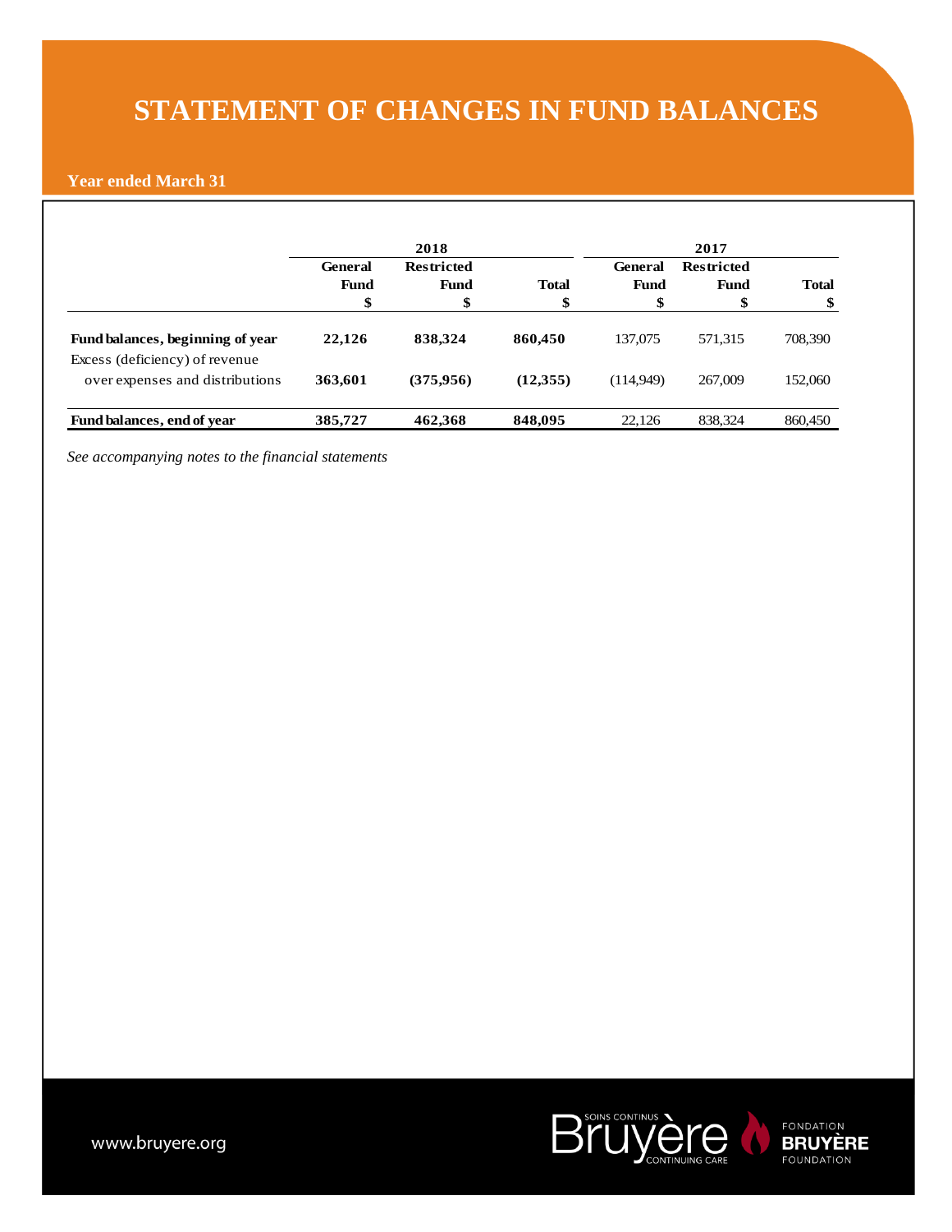# STATEMENT OF CHANGES IN FUND BALANCES

**Year ended March 31**

| | 2018 | | | 2017 | | |
|---|---|---|---|---|---|---|
| | General Fund | Restricted Fund | Total | General Fund | Restricted Fund | Total |
| | $ | $ | $ | $ | $ | $ |
| **Fund balances, beginning of year** | **22,126** | **838,324** | **860,450** | 137,075 | 571,315 | 708,390 |
| Excess (deficiency) of revenue over expenses and distributions | **363,601** | **(375,956)** | **(12,355)** | (114,949) | 267,009 | 152,060 |
| **Fund balances, end of year** | **385,727** | **462,368** | **848,095** | 22,126 | 838,324 | 860,450 |

*See accompanying notes to the financial statements*

www.bruyere.org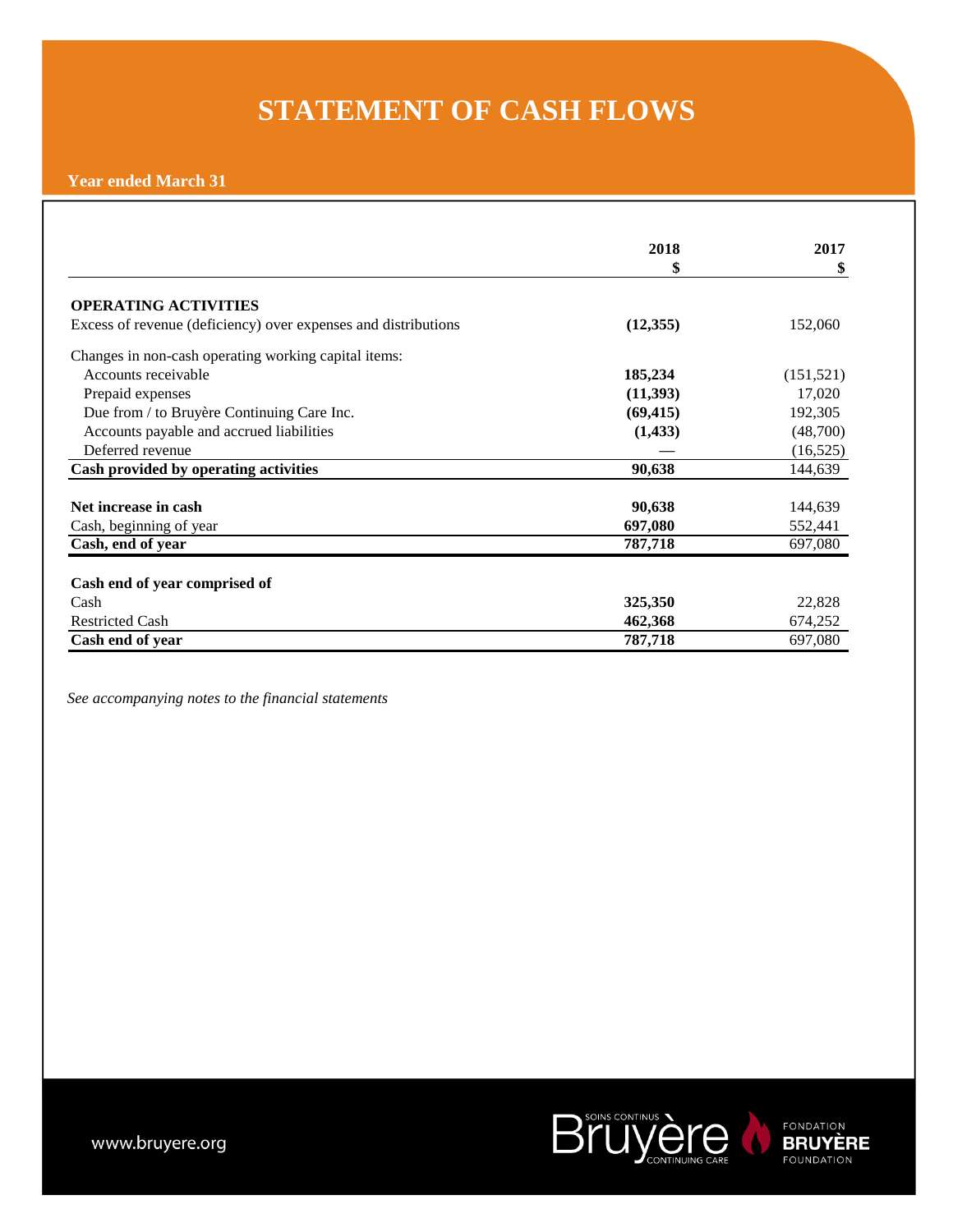# STATEMENT OF CASH FLOWS

**Year ended March 31**

| | 2018<br>$ | 2017<br>$ |
|---|---|---|
| **OPERATING ACTIVITIES** | | |
| Excess of revenue (deficiency) over expenses and distributions | **(12,355)** | 152,060 |
| Changes in non-cash operating working capital items: | | |
| Accounts receivable | **185,234** | (151,521) |
| Prepaid expenses | **(11,393)** | 17,020 |
| Due from / to Bruyère Continuing Care Inc. | **(69,415)** | 192,305 |
| Accounts payable and accrued liabilities | **(1,433)** | (48,700) |
| Deferred revenue | **—** | (16,525) |
| **Cash provided by operating activities** | **90,638** | 144,639 |
| **Net increase in cash** | **90,638** | 144,639 |
| Cash, beginning of year | **697,080** | 552,441 |
| **Cash, end of year** | **787,718** | 697,080 |
| **Cash end of year comprised of** | | |
| Cash | **325,350** | 22,828 |
| Restricted Cash | **462,368** | 674,252 |
| **Cash end of year** | **787,718** | 697,080 |

*See accompanying notes to the financial statements*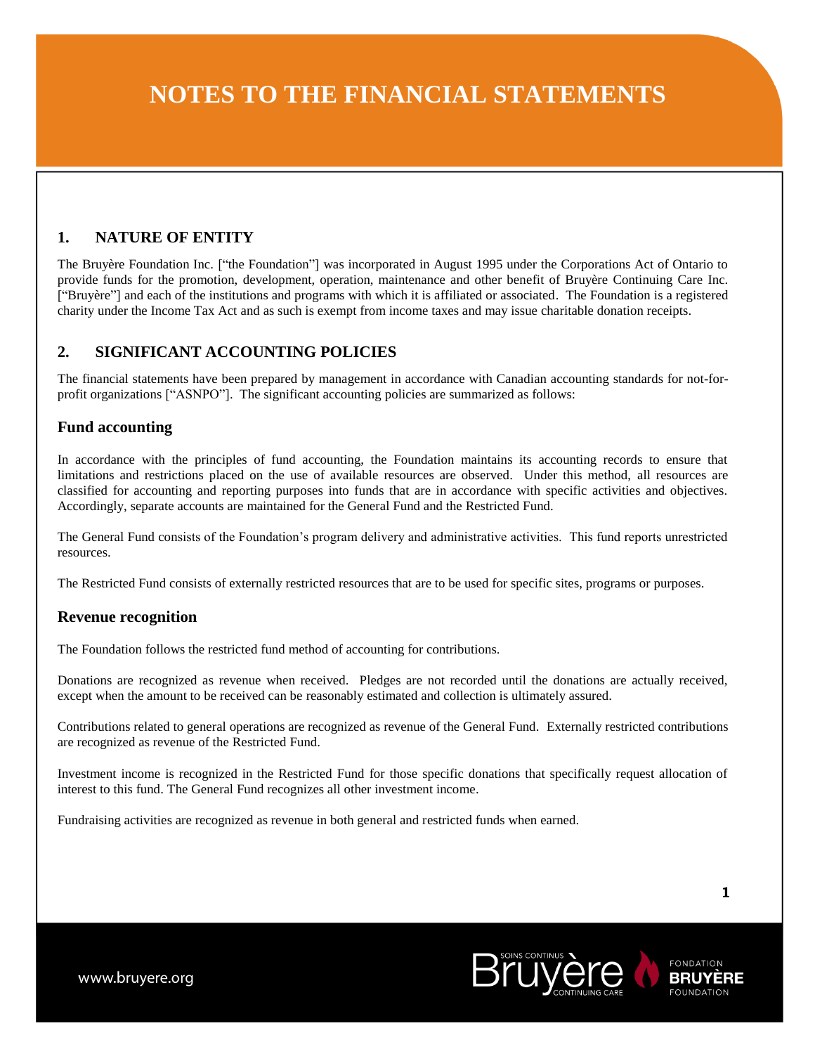# NOTES TO THE FINANCIAL STATEMENTS

## 1. NATURE OF ENTITY

The Bruyère Foundation Inc. ["the Foundation"] was incorporated in August 1995 under the Corporations Act of Ontario to provide funds for the promotion, development, operation, maintenance and other benefit of Bruyère Continuing Care Inc. ["Bruyère"] and each of the institutions and programs with which it is affiliated or associated. The Foundation is a registered charity under the Income Tax Act and as such is exempt from income taxes and may issue charitable donation receipts.

## 2. SIGNIFICANT ACCOUNTING POLICIES

The financial statements have been prepared by management in accordance with Canadian accounting standards for not-for-profit organizations ["ASNPO"]. The significant accounting policies are summarized as follows:

### Fund accounting

In accordance with the principles of fund accounting, the Foundation maintains its accounting records to ensure that limitations and restrictions placed on the use of available resources are observed. Under this method, all resources are classified for accounting and reporting purposes into funds that are in accordance with specific activities and objectives. Accordingly, separate accounts are maintained for the General Fund and the Restricted Fund.

The General Fund consists of the Foundation's program delivery and administrative activities. This fund reports unrestricted resources.

The Restricted Fund consists of externally restricted resources that are to be used for specific sites, programs or purposes.

### Revenue recognition

The Foundation follows the restricted fund method of accounting for contributions.

Donations are recognized as revenue when received. Pledges are not recorded until the donations are actually received, except when the amount to be received can be reasonably estimated and collection is ultimately assured.

Contributions related to general operations are recognized as revenue of the General Fund. Externally restricted contributions are recognized as revenue of the Restricted Fund.

Investment income is recognized in the Restricted Fund for those specific donations that specifically request allocation of interest to this fund. The General Fund recognizes all other investment income.

Fundraising activities are recognized as revenue in both general and restricted funds when earned.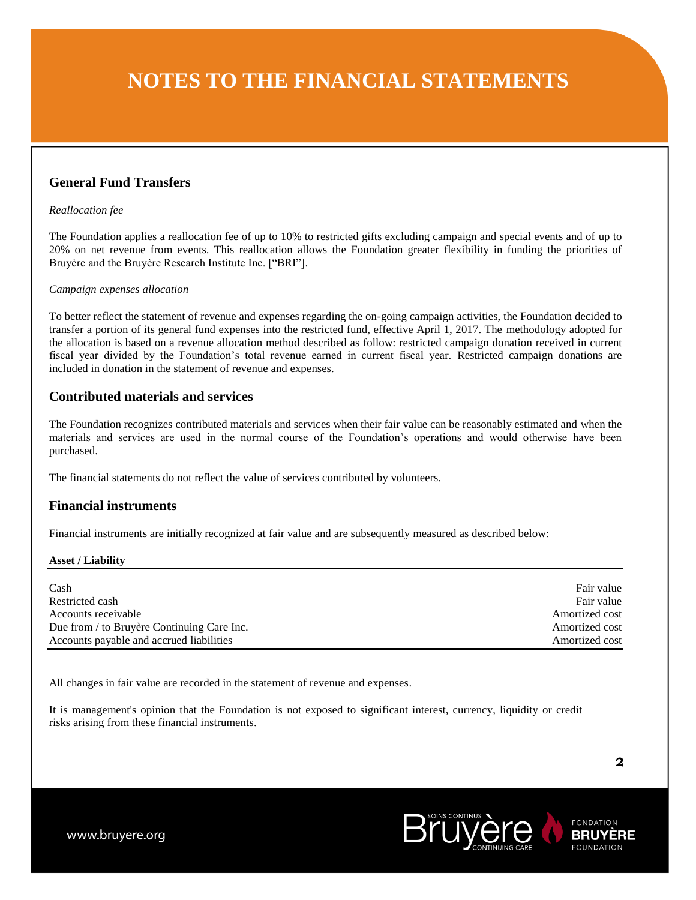# NOTES TO THE FINANCIAL STATEMENTS

## General Fund Transfers

*Reallocation fee*

The Foundation applies a reallocation fee of up to 10% to restricted gifts excluding campaign and special events and of up to 20% on net revenue from events. This reallocation allows the Foundation greater flexibility in funding the priorities of Bruyère and the Bruyère Research Institute Inc. ["BRI"].

*Campaign expenses allocation*

To better reflect the statement of revenue and expenses regarding the on-going campaign activities, the Foundation decided to transfer a portion of its general fund expenses into the restricted fund, effective April 1, 2017. The methodology adopted for the allocation is based on a revenue allocation method described as follow: restricted campaign donation received in current fiscal year divided by the Foundation's total revenue earned in current fiscal year. Restricted campaign donations are included in donation in the statement of revenue and expenses.

## Contributed materials and services

The Foundation recognizes contributed materials and services when their fair value can be reasonably estimated and when the materials and services are used in the normal course of the Foundation's operations and would otherwise have been purchased.

The financial statements do not reflect the value of services contributed by volunteers.

## Financial instruments

Financial instruments are initially recognized at fair value and are subsequently measured as described below:

| Asset / Liability | |
|---|---|
| Cash | Fair value |
| Restricted cash | Fair value |
| Accounts receivable | Amortized cost |
| Due from / to Bruyère Continuing Care Inc. | Amortized cost |
| Accounts payable and accrued liabilities | Amortized cost |

All changes in fair value are recorded in the statement of revenue and expenses.

It is management's opinion that the Foundation is not exposed to significant interest, currency, liquidity or credit risks arising from these financial instruments.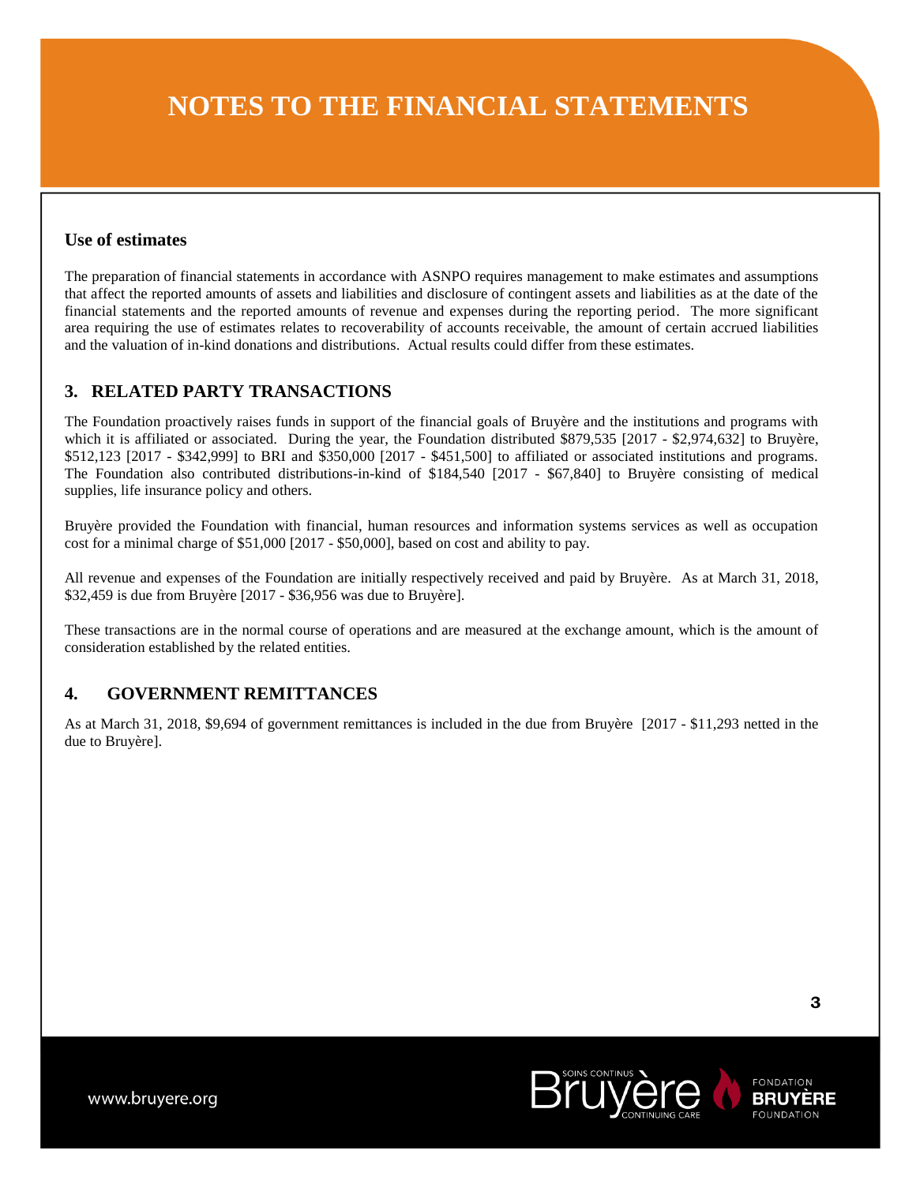# NOTES TO THE FINANCIAL STATEMENTS

### Use of estimates

The preparation of financial statements in accordance with ASNPO requires management to make estimates and assumptions that affect the reported amounts of assets and liabilities and disclosure of contingent assets and liabilities as at the date of the financial statements and the reported amounts of revenue and expenses during the reporting period. The more significant area requiring the use of estimates relates to recoverability of accounts receivable, the amount of certain accrued liabilities and the valuation of in-kind donations and distributions. Actual results could differ from these estimates.

## 3. RELATED PARTY TRANSACTIONS

The Foundation proactively raises funds in support of the financial goals of Bruyère and the institutions and programs with which it is affiliated or associated. During the year, the Foundation distributed $879,535 [2017 - $2,974,632] to Bruyère, $512,123 [2017 - $342,999] to BRI and $350,000 [2017 - $451,500] to affiliated or associated institutions and programs. The Foundation also contributed distributions-in-kind of $184,540 [2017 - $67,840] to Bruyère consisting of medical supplies, life insurance policy and others.

Bruyère provided the Foundation with financial, human resources and information systems services as well as occupation cost for a minimal charge of $51,000 [2017 - $50,000], based on cost and ability to pay.

All revenue and expenses of the Foundation are initially respectively received and paid by Bruyère. As at March 31, 2018, $32,459 is due from Bruyère [2017 - $36,956 was due to Bruyère].

These transactions are in the normal course of operations and are measured at the exchange amount, which is the amount of consideration established by the related entities.

## 4. GOVERNMENT REMITTANCES

As at March 31, 2018, $9,694 of government remittances is included in the due from Bruyère [2017 - $11,293 netted in the due to Bruyère].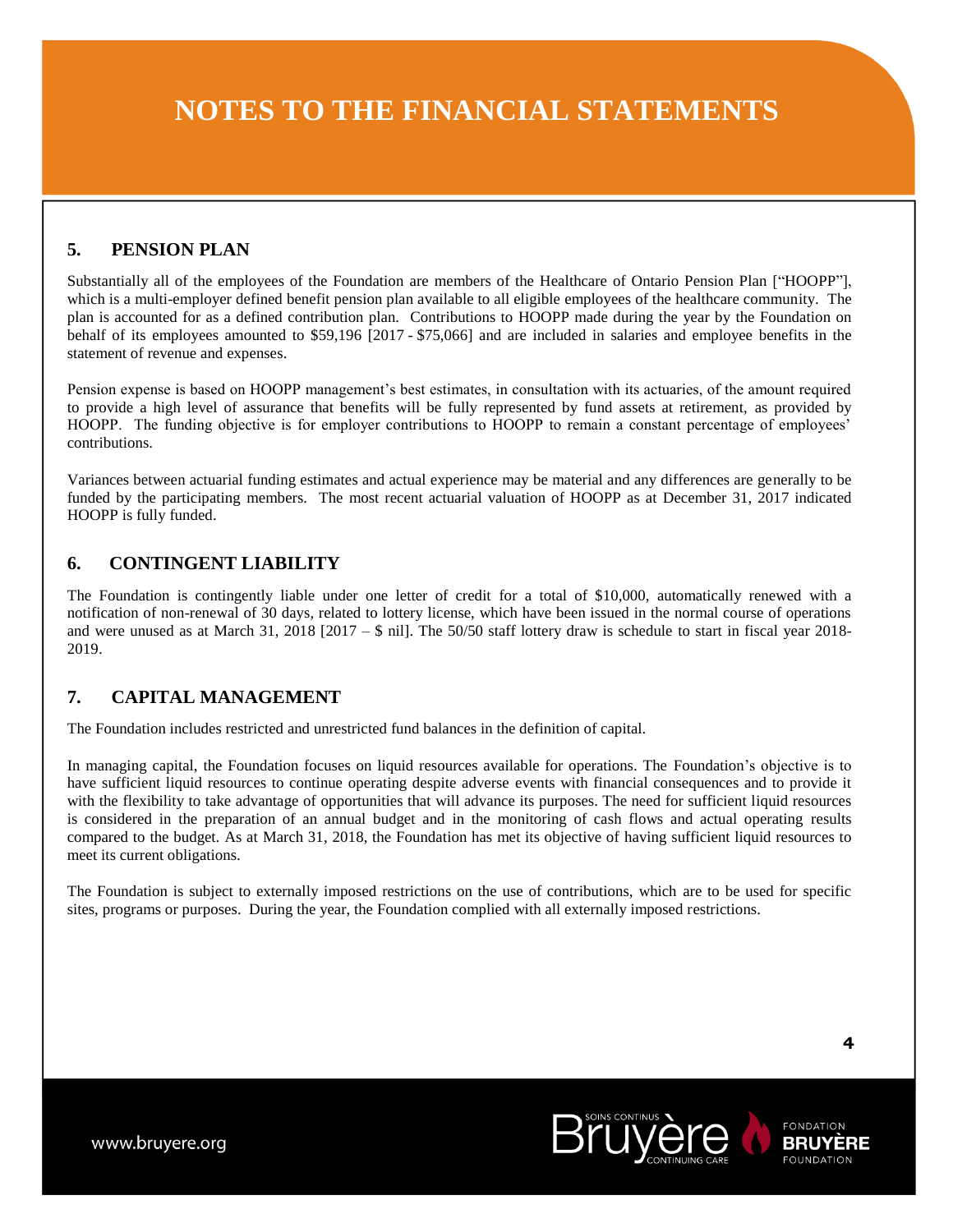# NOTES TO THE FINANCIAL STATEMENTS

## 5. PENSION PLAN

Substantially all of the employees of the Foundation are members of the Healthcare of Ontario Pension Plan ["HOOPP"], which is a multi-employer defined benefit pension plan available to all eligible employees of the healthcare community. The plan is accounted for as a defined contribution plan. Contributions to HOOPP made during the year by the Foundation on behalf of its employees amounted to $59,196 [2017 - $75,066] and are included in salaries and employee benefits in the statement of revenue and expenses.

Pension expense is based on HOOPP management's best estimates, in consultation with its actuaries, of the amount required to provide a high level of assurance that benefits will be fully represented by fund assets at retirement, as provided by HOOPP. The funding objective is for employer contributions to HOOPP to remain a constant percentage of employees' contributions.

Variances between actuarial funding estimates and actual experience may be material and any differences are generally to be funded by the participating members. The most recent actuarial valuation of HOOPP as at December 31, 2017 indicated HOOPP is fully funded.

## 6. CONTINGENT LIABILITY

The Foundation is contingently liable under one letter of credit for a total of $10,000, automatically renewed with a notification of non-renewal of 30 days, related to lottery license, which have been issued in the normal course of operations and were unused as at March 31, 2018 [2017 – $ nil]. The 50/50 staff lottery draw is schedule to start in fiscal year 2018-2019.

## 7. CAPITAL MANAGEMENT

The Foundation includes restricted and unrestricted fund balances in the definition of capital.

In managing capital, the Foundation focuses on liquid resources available for operations. The Foundation's objective is to have sufficient liquid resources to continue operating despite adverse events with financial consequences and to provide it with the flexibility to take advantage of opportunities that will advance its purposes. The need for sufficient liquid resources is considered in the preparation of an annual budget and in the monitoring of cash flows and actual operating results compared to the budget. As at March 31, 2018, the Foundation has met its objective of having sufficient liquid resources to meet its current obligations.

The Foundation is subject to externally imposed restrictions on the use of contributions, which are to be used for specific sites, programs or purposes. During the year, the Foundation complied with all externally imposed restrictions.